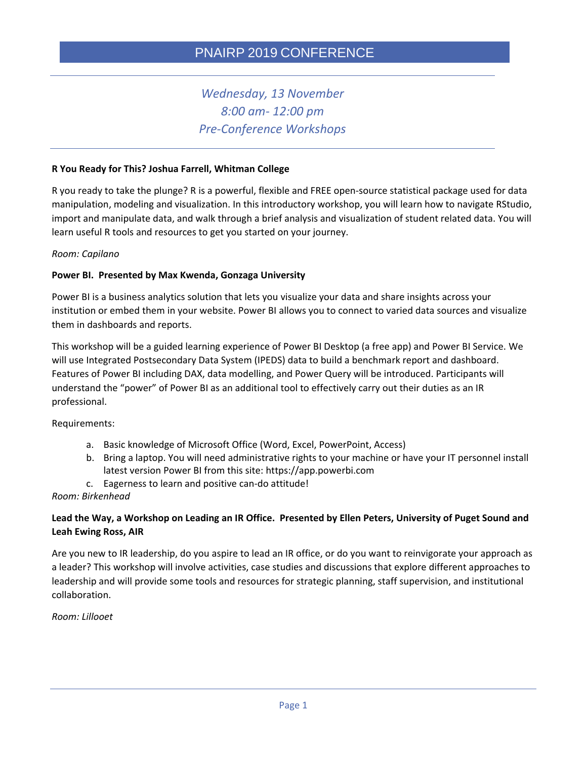# PNAIRP 2019 CONFERENCE

*Wednesday, 13 November*
*8:00 am- 12:00 pm*
*Pre-Conference Workshops*

**R You Ready for This? Joshua Farrell, Whitman College**

R you ready to take the plunge? R is a powerful, flexible and FREE open-source statistical package used for data manipulation, modeling and visualization. In this introductory workshop, you will learn how to navigate RStudio, import and manipulate data, and walk through a brief analysis and visualization of student related data. You will learn useful R tools and resources to get you started on your journey.

*Room: Capilano*

**Power BI. Presented by Max Kwenda, Gonzaga University**

Power BI is a business analytics solution that lets you visualize your data and share insights across your institution or embed them in your website. Power BI allows you to connect to varied data sources and visualize them in dashboards and reports.

This workshop will be a guided learning experience of Power BI Desktop (a free app) and Power BI Service. We will use Integrated Postsecondary Data System (IPEDS) data to build a benchmark report and dashboard. Features of Power BI including DAX, data modelling, and Power Query will be introduced. Participants will understand the "power" of Power BI as an additional tool to effectively carry out their duties as an IR professional.

Requirements:

a. Basic knowledge of Microsoft Office (Word, Excel, PowerPoint, Access)
b. Bring a laptop. You will need administrative rights to your machine or have your IT personnel install latest version Power BI from this site: https://app.powerbi.com
c. Eagerness to learn and positive can-do attitude!

*Room: Birkenhead*

**Lead the Way, a Workshop on Leading an IR Office. Presented by Ellen Peters, University of Puget Sound and Leah Ewing Ross, AIR**

Are you new to IR leadership, do you aspire to lead an IR office, or do you want to reinvigorate your approach as a leader? This workshop will involve activities, case studies and discussions that explore different approaches to leadership and will provide some tools and resources for strategic planning, staff supervision, and institutional collaboration.

*Room: Lillooet*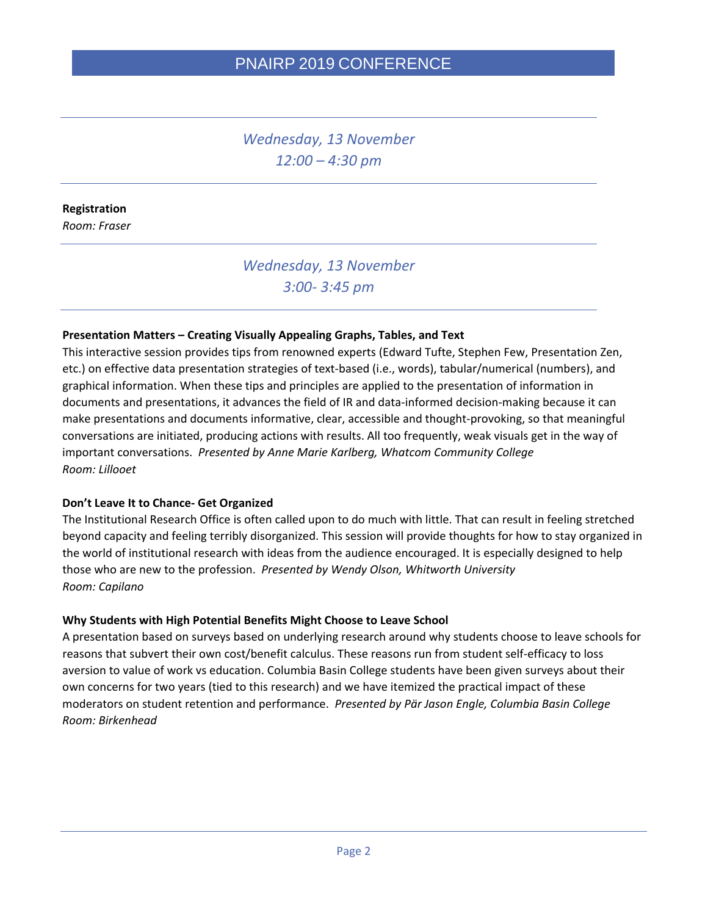*Wednesday, 13 November*
*12:00 – 4:30 pm*

**Registration**
*Room: Fraser*

*Wednesday, 13 November*
*3:00- 3:45 pm*

**Presentation Matters – Creating Visually Appealing Graphs, Tables, and Text**
This interactive session provides tips from renowned experts (Edward Tufte, Stephen Few, Presentation Zen, etc.) on effective data presentation strategies of text-based (i.e., words), tabular/numerical (numbers), and graphical information. When these tips and principles are applied to the presentation of information in documents and presentations, it advances the field of IR and data-informed decision-making because it can make presentations and documents informative, clear, accessible and thought-provoking, so that meaningful conversations are initiated, producing actions with results. All too frequently, weak visuals get in the way of important conversations. *Presented by Anne Marie Karlberg, Whatcom Community College*
*Room: Lillooet*

**Don't Leave It to Chance- Get Organized**
The Institutional Research Office is often called upon to do much with little. That can result in feeling stretched beyond capacity and feeling terribly disorganized. This session will provide thoughts for how to stay organized in the world of institutional research with ideas from the audience encouraged. It is especially designed to help those who are new to the profession. *Presented by Wendy Olson, Whitworth University*
*Room: Capilano*

**Why Students with High Potential Benefits Might Choose to Leave School**
A presentation based on surveys based on underlying research around why students choose to leave schools for reasons that subvert their own cost/benefit calculus. These reasons run from student self-efficacy to loss aversion to value of work vs education. Columbia Basin College students have been given surveys about their own concerns for two years (tied to this research) and we have itemized the practical impact of these moderators on student retention and performance. *Presented by Pär Jason Engle, Columbia Basin College*
*Room: Birkenhead*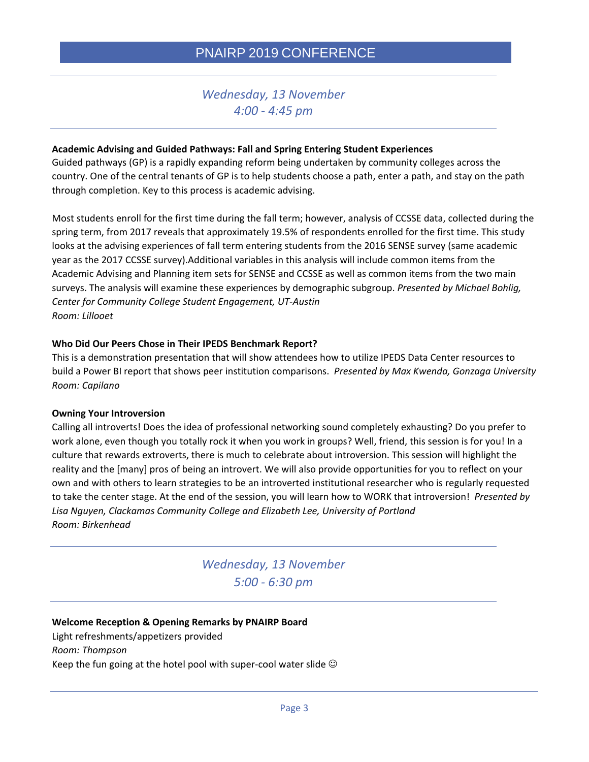## PNAIRP 2019 CONFERENCE

---

*Wednesday, 13 November*
*4:00 - 4:45 pm*

---

**Academic Advising and Guided Pathways: Fall and Spring Entering Student Experiences**

Guided pathways (GP) is a rapidly expanding reform being undertaken by community colleges across the country. One of the central tenants of GP is to help students choose a path, enter a path, and stay on the path through completion. Key to this process is academic advising.

Most students enroll for the first time during the fall term; however, analysis of CCSSE data, collected during the spring term, from 2017 reveals that approximately 19.5% of respondents enrolled for the first time. This study looks at the advising experiences of fall term entering students from the 2016 SENSE survey (same academic year as the 2017 CCSSE survey).Additional variables in this analysis will include common items from the Academic Advising and Planning item sets for SENSE and CCSSE as well as common items from the two main surveys. The analysis will examine these experiences by demographic subgroup. *Presented by Michael Bohlig, Center for Community College Student Engagement, UT-Austin*
*Room: Lillooet*

**Who Did Our Peers Chose in Their IPEDS Benchmark Report?**

This is a demonstration presentation that will show attendees how to utilize IPEDS Data Center resources to build a Power BI report that shows peer institution comparisons. *Presented by Max Kwenda, Gonzaga University*
*Room: Capilano*

**Owning Your Introversion**

Calling all introverts! Does the idea of professional networking sound completely exhausting? Do you prefer to work alone, even though you totally rock it when you work in groups? Well, friend, this session is for you! In a culture that rewards extroverts, there is much to celebrate about introversion. This session will highlight the reality and the [many] pros of being an introvert. We will also provide opportunities for you to reflect on your own and with others to learn strategies to be an introverted institutional researcher who is regularly requested to take the center stage. At the end of the session, you will learn how to WORK that introversion! *Presented by Lisa Nguyen, Clackamas Community College and Elizabeth Lee, University of Portland*
*Room: Birkenhead*

---

*Wednesday, 13 November*
*5:00 - 6:30 pm*

---

**Welcome Reception & Opening Remarks by PNAIRP Board**

Light refreshments/appetizers provided
*Room: Thompson*
Keep the fun going at the hotel pool with super-cool water slide ☺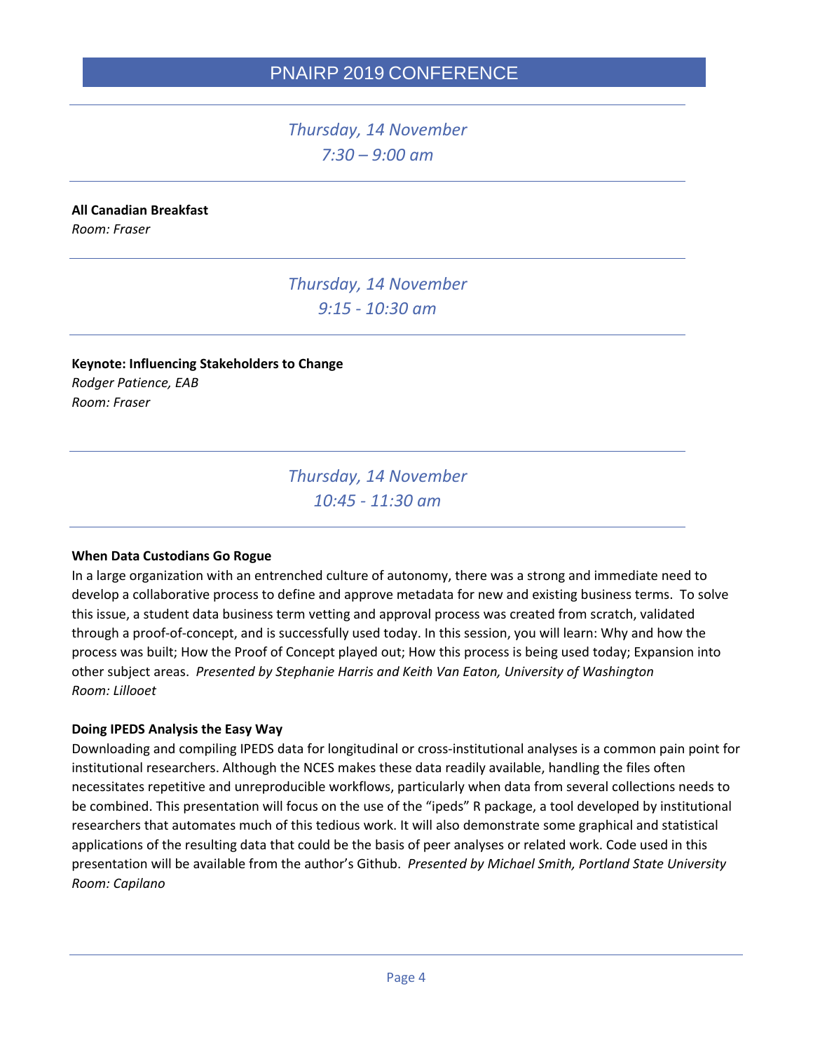*Thursday, 14 November*
*7:30 – 9:00 am*

**All Canadian Breakfast**
*Room: Fraser*

*Thursday, 14 November*
*9:15 - 10:30 am*

**Keynote: Influencing Stakeholders to Change**
*Rodger Patience, EAB*
*Room: Fraser*

*Thursday, 14 November*
*10:45 - 11:30 am*

**When Data Custodians Go Rogue**
In a large organization with an entrenched culture of autonomy, there was a strong and immediate need to develop a collaborative process to define and approve metadata for new and existing business terms. To solve this issue, a student data business term vetting and approval process was created from scratch, validated through a proof-of-concept, and is successfully used today. In this session, you will learn: Why and how the process was built; How the Proof of Concept played out; How this process is being used today; Expansion into other subject areas. *Presented by Stephanie Harris and Keith Van Eaton, University of Washington*
*Room: Lillooet*

**Doing IPEDS Analysis the Easy Way**
Downloading and compiling IPEDS data for longitudinal or cross-institutional analyses is a common pain point for institutional researchers. Although the NCES makes these data readily available, handling the files often necessitates repetitive and unreproducible workflows, particularly when data from several collections needs to be combined. This presentation will focus on the use of the "ipeds" R package, a tool developed by institutional researchers that automates much of this tedious work. It will also demonstrate some graphical and statistical applications of the resulting data that could be the basis of peer analyses or related work. Code used in this presentation will be available from the author's Github. *Presented by Michael Smith, Portland State University*
*Room: Capilano*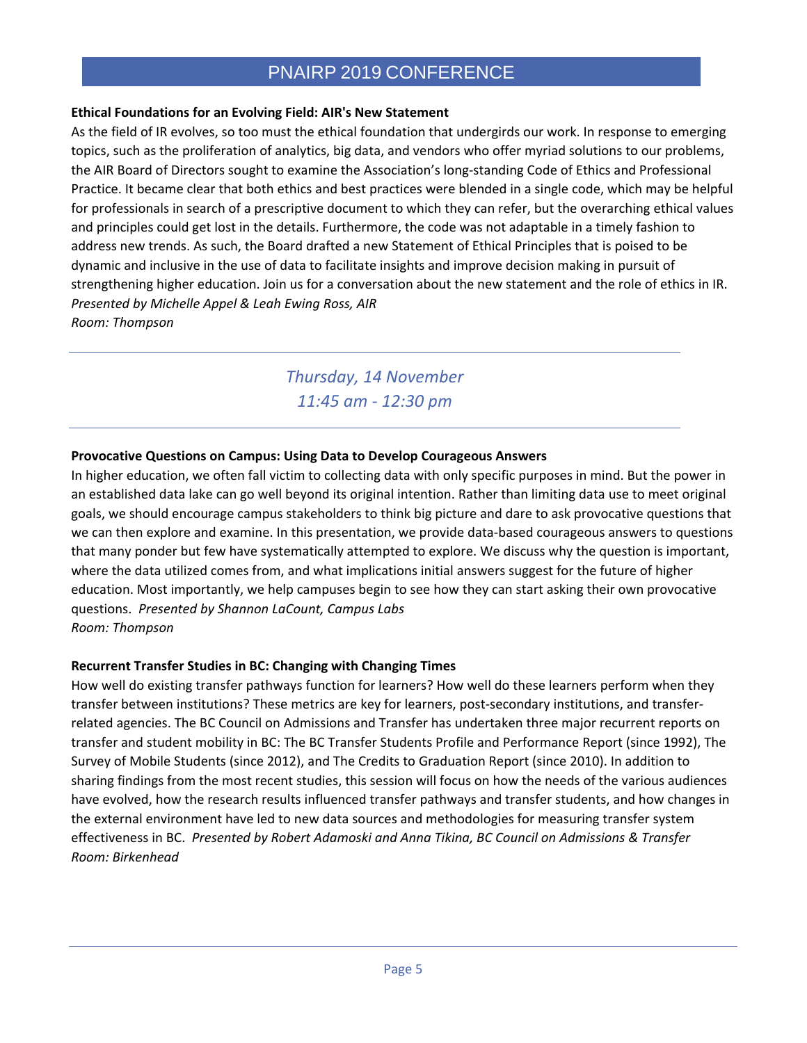### Ethical Foundations for an Evolving Field: AIR's New Statement

As the field of IR evolves, so too must the ethical foundation that undergirds our work. In response to emerging topics, such as the proliferation of analytics, big data, and vendors who offer myriad solutions to our problems, the AIR Board of Directors sought to examine the Association's long-standing Code of Ethics and Professional Practice. It became clear that both ethics and best practices were blended in a single code, which may be helpful for professionals in search of a prescriptive document to which they can refer, but the overarching ethical values and principles could get lost in the details. Furthermore, the code was not adaptable in a timely fashion to address new trends. As such, the Board drafted a new Statement of Ethical Principles that is poised to be dynamic and inclusive in the use of data to facilitate insights and improve decision making in pursuit of strengthening higher education. Join us for a conversation about the new statement and the role of ethics in IR.
*Presented by Michelle Appel & Leah Ewing Ross, AIR*
*Room: Thompson*

---

## *Thursday, 14 November*
## *11:45 am - 12:30 pm*

---

### Provocative Questions on Campus: Using Data to Develop Courageous Answers

In higher education, we often fall victim to collecting data with only specific purposes in mind. But the power in an established data lake can go well beyond its original intention. Rather than limiting data use to meet original goals, we should encourage campus stakeholders to think big picture and dare to ask provocative questions that we can then explore and examine. In this presentation, we provide data-based courageous answers to questions that many ponder but few have systematically attempted to explore. We discuss why the question is important, where the data utilized comes from, and what implications initial answers suggest for the future of higher education. Most importantly, we help campuses begin to see how they can start asking their own provocative questions. *Presented by Shannon LaCount, Campus Labs*
*Room: Thompson*

### Recurrent Transfer Studies in BC: Changing with Changing Times

How well do existing transfer pathways function for learners? How well do these learners perform when they transfer between institutions? These metrics are key for learners, post-secondary institutions, and transfer-related agencies. The BC Council on Admissions and Transfer has undertaken three major recurrent reports on transfer and student mobility in BC: The BC Transfer Students Profile and Performance Report (since 1992), The Survey of Mobile Students (since 2012), and The Credits to Graduation Report (since 2010). In addition to sharing findings from the most recent studies, this session will focus on how the needs of the various audiences have evolved, how the research results influenced transfer pathways and transfer students, and how changes in the external environment have led to new data sources and methodologies for measuring transfer system effectiveness in BC. *Presented by Robert Adamoski and Anna Tikina, BC Council on Admissions & Transfer*
*Room: Birkenhead*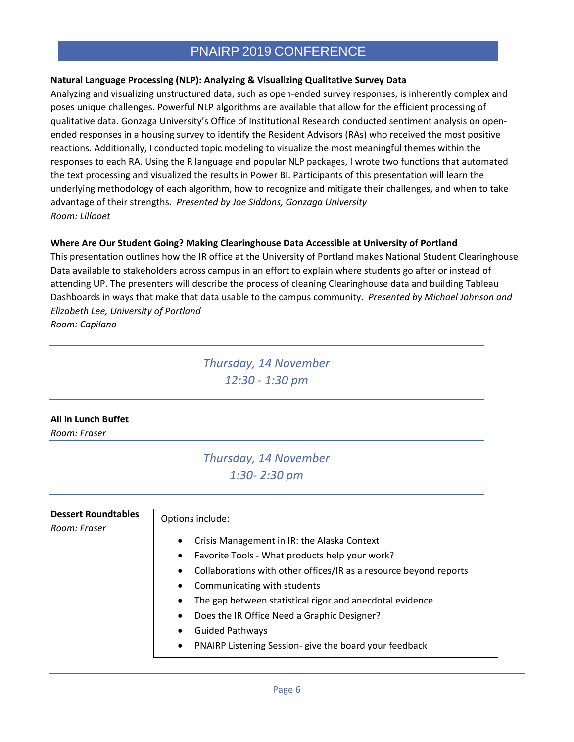**Natural Language Processing (NLP): Analyzing & Visualizing Qualitative Survey Data**

Analyzing and visualizing unstructured data, such as open-ended survey responses, is inherently complex and poses unique challenges. Powerful NLP algorithms are available that allow for the efficient processing of qualitative data. Gonzaga University's Office of Institutional Research conducted sentiment analysis on open-ended responses in a housing survey to identify the Resident Advisors (RAs) who received the most positive reactions. Additionally, I conducted topic modeling to visualize the most meaningful themes within the responses to each RA. Using the R language and popular NLP packages, I wrote two functions that automated the text processing and visualized the results in Power BI. Participants of this presentation will learn the underlying methodology of each algorithm, how to recognize and mitigate their challenges, and when to take advantage of their strengths. *Presented by Joe Siddons, Gonzaga University*
*Room: Lillooet*

**Where Are Our Student Going? Making Clearinghouse Data Accessible at University of Portland**

This presentation outlines how the IR office at the University of Portland makes National Student Clearinghouse Data available to stakeholders across campus in an effort to explain where students go after or instead of attending UP. The presenters will describe the process of cleaning Clearinghouse data and building Tableau Dashboards in ways that make that data usable to the campus community. *Presented by Michael Johnson and Elizabeth Lee, University of Portland*
*Room: Capilano*

---

*Thursday, 14 November*
*12:30 - 1:30 pm*

---

**All in Lunch Buffet**
*Room: Fraser*

---

*Thursday, 14 November*
*1:30- 2:30 pm*

---

**Dessert Roundtables**
*Room: Fraser*

Options include:

- Crisis Management in IR: the Alaska Context
- Favorite Tools - What products help your work?
- Collaborations with other offices/IR as a resource beyond reports
- Communicating with students
- The gap between statistical rigor and anecdotal evidence
- Does the IR Office Need a Graphic Designer?
- Guided Pathways
- PNAIRP Listening Session- give the board your feedback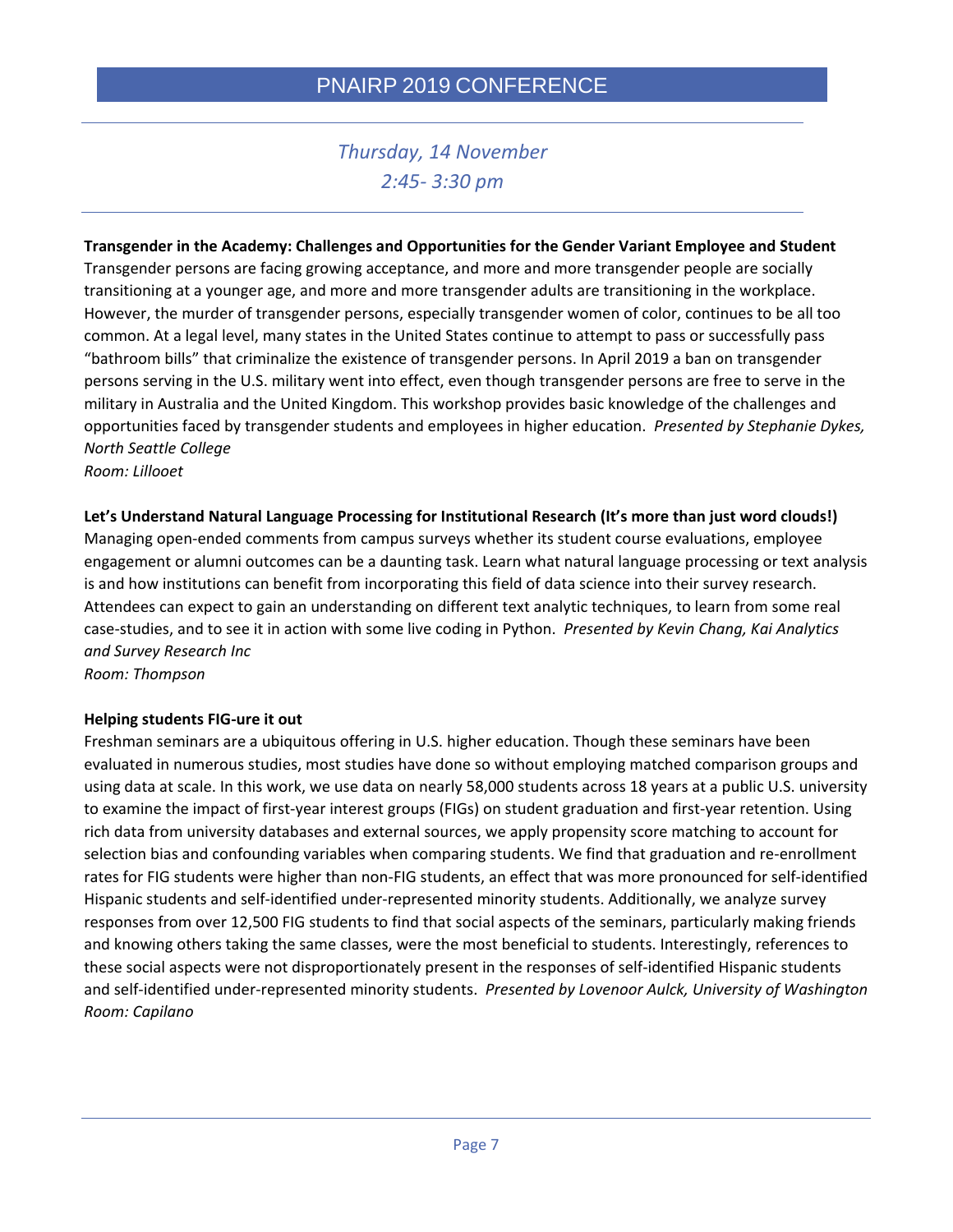## Thursday, 14 November
## 2:45- 3:30 pm

**Transgender in the Academy: Challenges and Opportunities for the Gender Variant Employee and Student**

Transgender persons are facing growing acceptance, and more and more transgender people are socially transitioning at a younger age, and more and more transgender adults are transitioning in the workplace. However, the murder of transgender persons, especially transgender women of color, continues to be all too common. At a legal level, many states in the United States continue to attempt to pass or successfully pass "bathroom bills" that criminalize the existence of transgender persons. In April 2019 a ban on transgender persons serving in the U.S. military went into effect, even though transgender persons are free to serve in the military in Australia and the United Kingdom. This workshop provides basic knowledge of the challenges and opportunities faced by transgender students and employees in higher education. *Presented by Stephanie Dykes, North Seattle College*

*Room: Lillooet*

**Let's Understand Natural Language Processing for Institutional Research (It's more than just word clouds!)**

Managing open-ended comments from campus surveys whether its student course evaluations, employee engagement or alumni outcomes can be a daunting task. Learn what natural language processing or text analysis is and how institutions can benefit from incorporating this field of data science into their survey research. Attendees can expect to gain an understanding on different text analytic techniques, to learn from some real case-studies, and to see it in action with some live coding in Python. *Presented by Kevin Chang, Kai Analytics and Survey Research Inc*

*Room: Thompson*

**Helping students FIG-ure it out**

Freshman seminars are a ubiquitous offering in U.S. higher education. Though these seminars have been evaluated in numerous studies, most studies have done so without employing matched comparison groups and using data at scale. In this work, we use data on nearly 58,000 students across 18 years at a public U.S. university to examine the impact of first-year interest groups (FIGs) on student graduation and first-year retention. Using rich data from university databases and external sources, we apply propensity score matching to account for selection bias and confounding variables when comparing students. We find that graduation and re-enrollment rates for FIG students were higher than non-FIG students, an effect that was more pronounced for self-identified Hispanic students and self-identified under-represented minority students. Additionally, we analyze survey responses from over 12,500 FIG students to find that social aspects of the seminars, particularly making friends and knowing others taking the same classes, were the most beneficial to students. Interestingly, references to these social aspects were not disproportionately present in the responses of self-identified Hispanic students and self-identified under-represented minority students. *Presented by Lovenoor Aulck, University of Washington*

*Room: Capilano*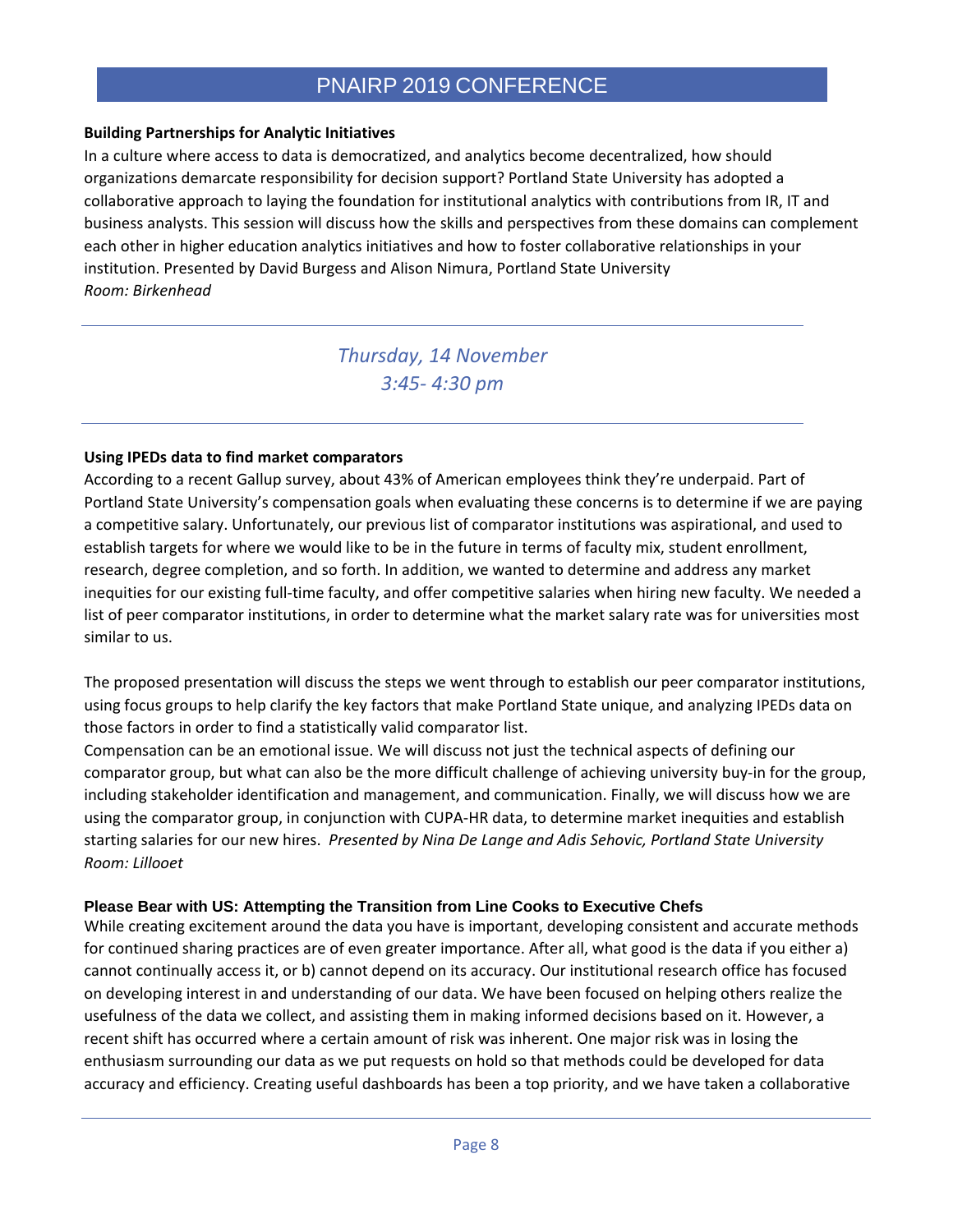**Building Partnerships for Analytic Initiatives**

In a culture where access to data is democratized, and analytics become decentralized, how should organizations demarcate responsibility for decision support? Portland State University has adopted a collaborative approach to laying the foundation for institutional analytics with contributions from IR, IT and business analysts. This session will discuss how the skills and perspectives from these domains can complement each other in higher education analytics initiatives and how to foster collaborative relationships in your institution. Presented by David Burgess and Alison Nimura, Portland State University

*Room: Birkenhead*

---

*Thursday, 14 November*

*3:45- 4:30 pm*

---

**Using IPEDs data to find market comparators**

According to a recent Gallup survey, about 43% of American employees think they're underpaid. Part of Portland State University's compensation goals when evaluating these concerns is to determine if we are paying a competitive salary. Unfortunately, our previous list of comparator institutions was aspirational, and used to establish targets for where we would like to be in the future in terms of faculty mix, student enrollment, research, degree completion, and so forth. In addition, we wanted to determine and address any market inequities for our existing full-time faculty, and offer competitive salaries when hiring new faculty. We needed a list of peer comparator institutions, in order to determine what the market salary rate was for universities most similar to us.

The proposed presentation will discuss the steps we went through to establish our peer comparator institutions, using focus groups to help clarify the key factors that make Portland State unique, and analyzing IPEDs data on those factors in order to find a statistically valid comparator list.

Compensation can be an emotional issue. We will discuss not just the technical aspects of defining our comparator group, but what can also be the more difficult challenge of achieving university buy-in for the group, including stakeholder identification and management, and communication. Finally, we will discuss how we are using the comparator group, in conjunction with CUPA-HR data, to determine market inequities and establish starting salaries for our new hires. *Presented by Nina De Lange and Adis Sehovic, Portland State University*

*Room: Lillooet*

**Please Bear with US: Attempting the Transition from Line Cooks to Executive Chefs**

While creating excitement around the data you have is important, developing consistent and accurate methods for continued sharing practices are of even greater importance. After all, what good is the data if you either a) cannot continually access it, or b) cannot depend on its accuracy. Our institutional research office has focused on developing interest in and understanding of our data. We have been focused on helping others realize the usefulness of the data we collect, and assisting them in making informed decisions based on it. However, a recent shift has occurred where a certain amount of risk was inherent. One major risk was in losing the enthusiasm surrounding our data as we put requests on hold so that methods could be developed for data accuracy and efficiency. Creating useful dashboards has been a top priority, and we have taken a collaborative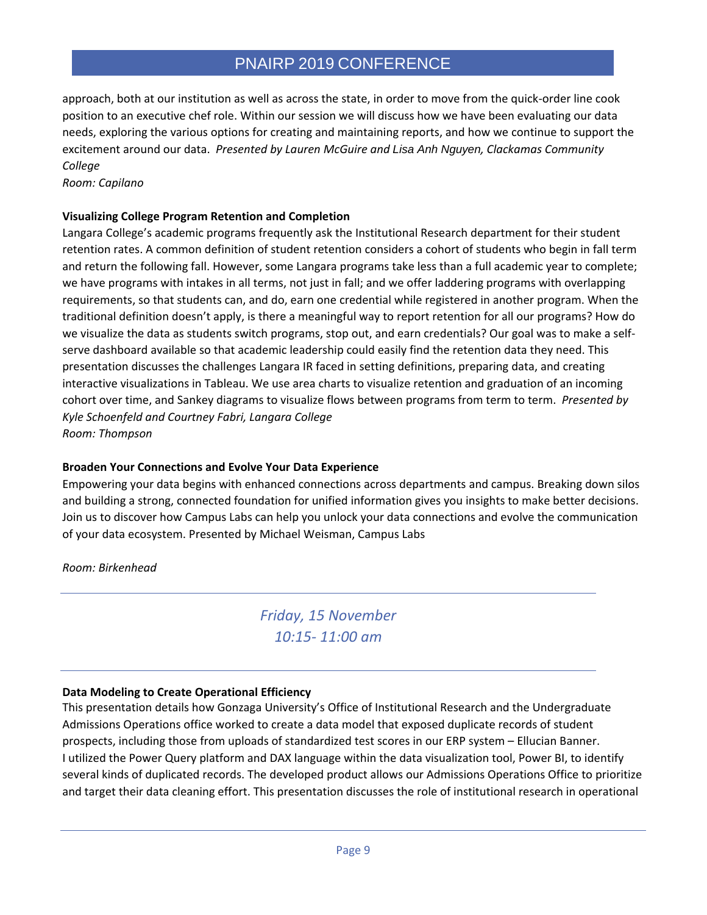approach, both at our institution as well as across the state, in order to move from the quick-order line cook position to an executive chef role. Within our session we will discuss how we have been evaluating our data needs, exploring the various options for creating and maintaining reports, and how we continue to support the excitement around our data. *Presented by Lauren McGuire and Lisa Anh Nguyen, Clackamas Community College*
*Room: Capilano*

**Visualizing College Program Retention and Completion**
Langara College's academic programs frequently ask the Institutional Research department for their student retention rates. A common definition of student retention considers a cohort of students who begin in fall term and return the following fall. However, some Langara programs take less than a full academic year to complete; we have programs with intakes in all terms, not just in fall; and we offer laddering programs with overlapping requirements, so that students can, and do, earn one credential while registered in another program. When the traditional definition doesn't apply, is there a meaningful way to report retention for all our programs? How do we visualize the data as students switch programs, stop out, and earn credentials? Our goal was to make a self-serve dashboard available so that academic leadership could easily find the retention data they need. This presentation discusses the challenges Langara IR faced in setting definitions, preparing data, and creating interactive visualizations in Tableau. We use area charts to visualize retention and graduation of an incoming cohort over time, and Sankey diagrams to visualize flows between programs from term to term. *Presented by Kyle Schoenfeld and Courtney Fabri, Langara College*
*Room: Thompson*

**Broaden Your Connections and Evolve Your Data Experience**
Empowering your data begins with enhanced connections across departments and campus. Breaking down silos and building a strong, connected foundation for unified information gives you insights to make better decisions. Join us to discover how Campus Labs can help you unlock your data connections and evolve the communication of your data ecosystem. Presented by Michael Weisman, Campus Labs

*Room: Birkenhead*

---

## *Friday, 15 November*
## *10:15- 11:00 am*

---

**Data Modeling to Create Operational Efficiency**
This presentation details how Gonzaga University's Office of Institutional Research and the Undergraduate Admissions Operations office worked to create a data model that exposed duplicate records of student prospects, including those from uploads of standardized test scores in our ERP system – Ellucian Banner. I utilized the Power Query platform and DAX language within the data visualization tool, Power BI, to identify several kinds of duplicated records. The developed product allows our Admissions Operations Office to prioritize and target their data cleaning effort. This presentation discusses the role of institutional research in operational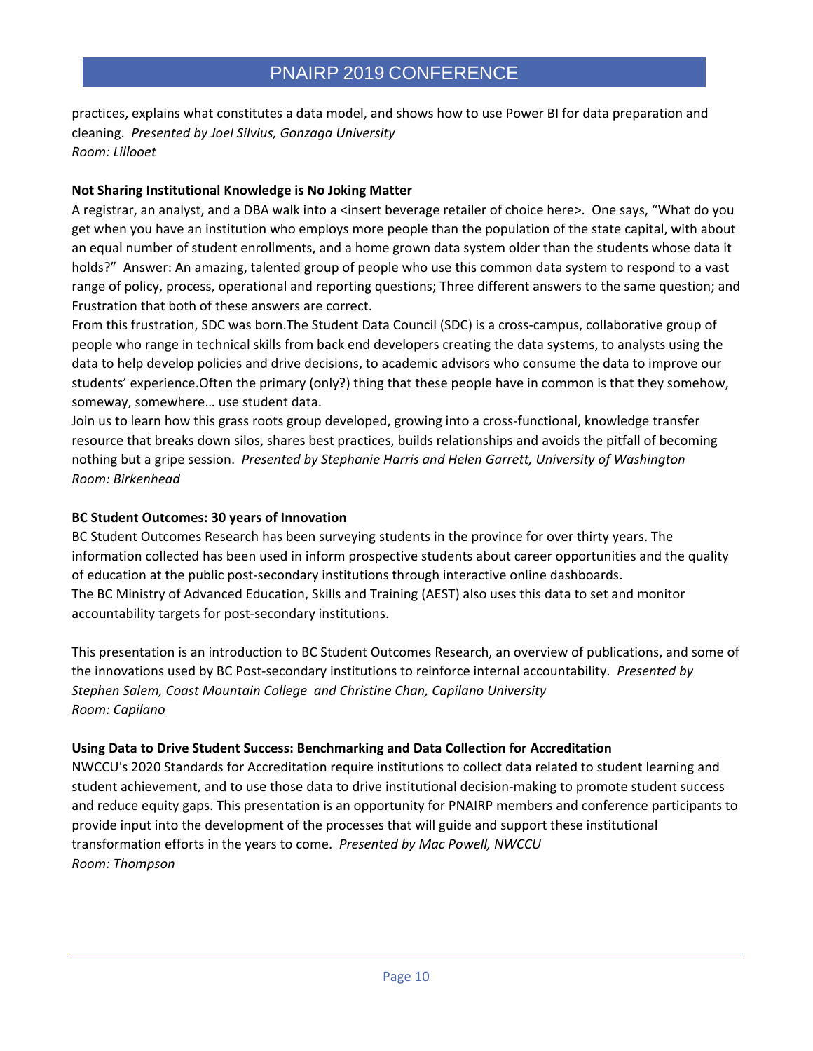practices, explains what constitutes a data model, and shows how to use Power BI for data preparation and cleaning. *Presented by Joel Silvius, Gonzaga University*
*Room: Lillooet*

**Not Sharing Institutional Knowledge is No Joking Matter**

A registrar, an analyst, and a DBA walk into a <insert beverage retailer of choice here>. One says, "What do you get when you have an institution who employs more people than the population of the state capital, with about an equal number of student enrollments, and a home grown data system older than the students whose data it holds?" Answer: An amazing, talented group of people who use this common data system to respond to a vast range of policy, process, operational and reporting questions; Three different answers to the same question; and Frustration that both of these answers are correct.

From this frustration, SDC was born.The Student Data Council (SDC) is a cross-campus, collaborative group of people who range in technical skills from back end developers creating the data systems, to analysts using the data to help develop policies and drive decisions, to academic advisors who consume the data to improve our students' experience.Often the primary (only?) thing that these people have in common is that they somehow, someway, somewhere… use student data.

Join us to learn how this grass roots group developed, growing into a cross-functional, knowledge transfer resource that breaks down silos, shares best practices, builds relationships and avoids the pitfall of becoming nothing but a gripe session. *Presented by Stephanie Harris and Helen Garrett, University of Washington*
*Room: Birkenhead*

**BC Student Outcomes: 30 years of Innovation**

BC Student Outcomes Research has been surveying students in the province for over thirty years. The information collected has been used in inform prospective students about career opportunities and the quality of education at the public post-secondary institutions through interactive online dashboards.
The BC Ministry of Advanced Education, Skills and Training (AEST) also uses this data to set and monitor accountability targets for post-secondary institutions.

This presentation is an introduction to BC Student Outcomes Research, an overview of publications, and some of the innovations used by BC Post-secondary institutions to reinforce internal accountability. *Presented by Stephen Salem, Coast Mountain College and Christine Chan, Capilano University*
*Room: Capilano*

**Using Data to Drive Student Success: Benchmarking and Data Collection for Accreditation**

NWCCU's 2020 Standards for Accreditation require institutions to collect data related to student learning and student achievement, and to use those data to drive institutional decision-making to promote student success and reduce equity gaps. This presentation is an opportunity for PNAIRP members and conference participants to provide input into the development of the processes that will guide and support these institutional transformation efforts in the years to come. *Presented by Mac Powell, NWCCU*
*Room: Thompson*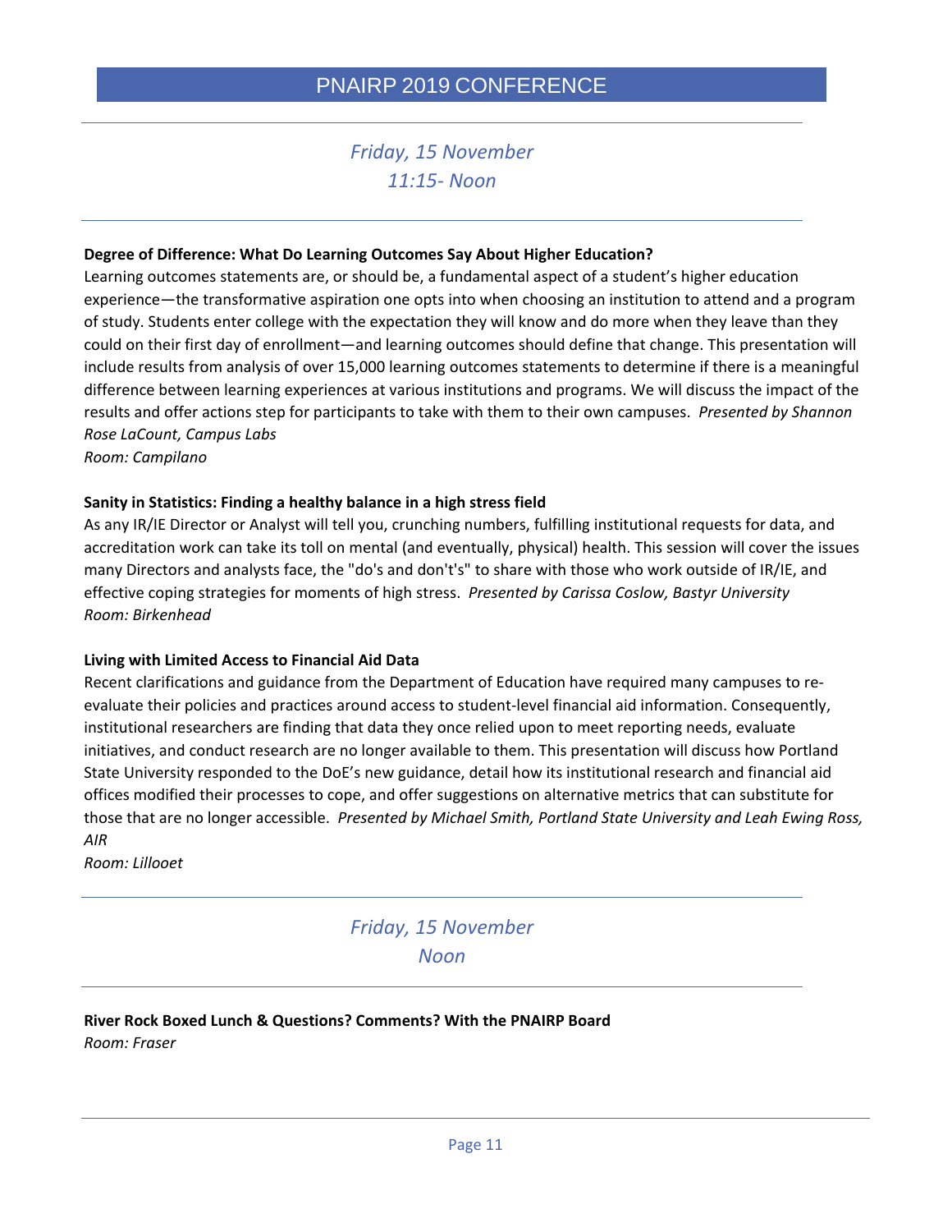## *Friday, 15 November*
## *11:15- Noon*

**Degree of Difference: What Do Learning Outcomes Say About Higher Education?**

Learning outcomes statements are, or should be, a fundamental aspect of a student's higher education experience—the transformative aspiration one opts into when choosing an institution to attend and a program of study. Students enter college with the expectation they will know and do more when they leave than they could on their first day of enrollment—and learning outcomes should define that change. This presentation will include results from analysis of over 15,000 learning outcomes statements to determine if there is a meaningful difference between learning experiences at various institutions and programs. We will discuss the impact of the results and offer actions step for participants to take with them to their own campuses. *Presented by Shannon Rose LaCount, Campus Labs*

*Room: Campilano*

**Sanity in Statistics: Finding a healthy balance in a high stress field**

As any IR/IE Director or Analyst will tell you, crunching numbers, fulfilling institutional requests for data, and accreditation work can take its toll on mental (and eventually, physical) health. This session will cover the issues many Directors and analysts face, the "do's and don't's" to share with those who work outside of IR/IE, and effective coping strategies for moments of high stress. *Presented by Carissa Coslow, Bastyr University*

*Room: Birkenhead*

**Living with Limited Access to Financial Aid Data**

Recent clarifications and guidance from the Department of Education have required many campuses to re-evaluate their policies and practices around access to student-level financial aid information. Consequently, institutional researchers are finding that data they once relied upon to meet reporting needs, evaluate initiatives, and conduct research are no longer available to them. This presentation will discuss how Portland State University responded to the DoE's new guidance, detail how its institutional research and financial aid offices modified their processes to cope, and offer suggestions on alternative metrics that can substitute for those that are no longer accessible. *Presented by Michael Smith, Portland State University and Leah Ewing Ross, AIR*

*Room: Lillooet*

## *Friday, 15 November*
## *Noon*

**River Rock Boxed Lunch & Questions? Comments? With the PNAIRP Board**

*Room: Fraser*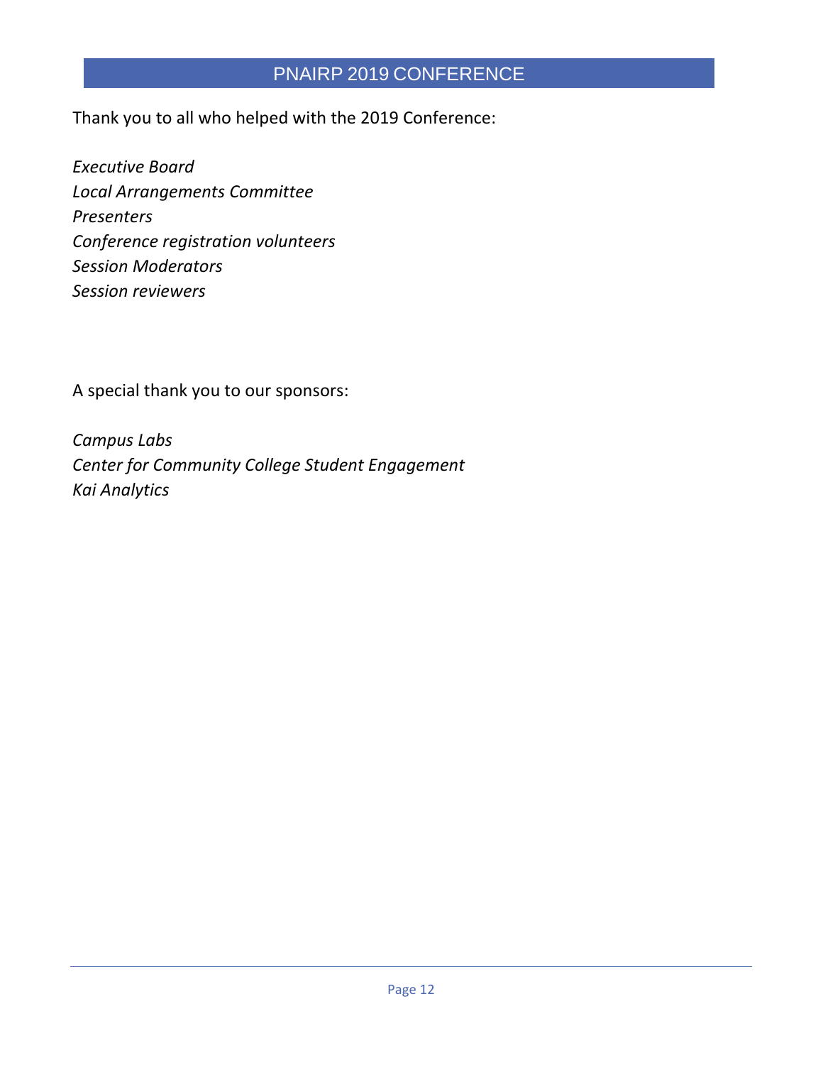## PNAIRP 2019 CONFERENCE

Thank you to all who helped with the 2019 Conference:

*Executive Board*
*Local Arrangements Committee*
*Presenters*
*Conference registration volunteers*
*Session Moderators*
*Session reviewers*

A special thank you to our sponsors:

*Campus Labs*
*Center for Community College Student Engagement*
*Kai Analytics*